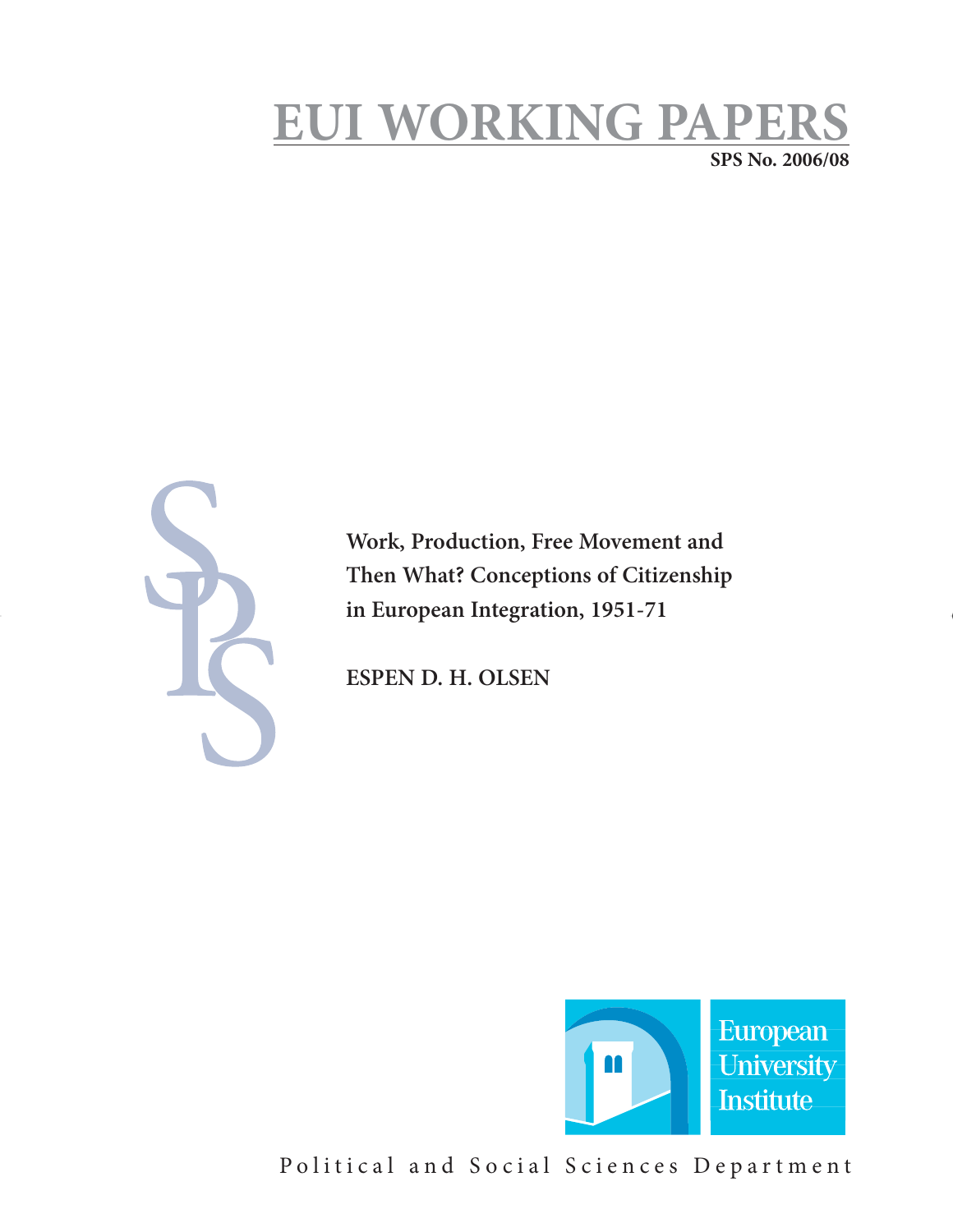# EUI WORKING PAPERS

**SPS No. 2006/08**

**Work, Production, Free Movement and Then What? Conceptions of Citizenship in European Integration, 1951-71**

**ESPEN D. H. OLSEN**

European University Institute

Political and Social Sciences Department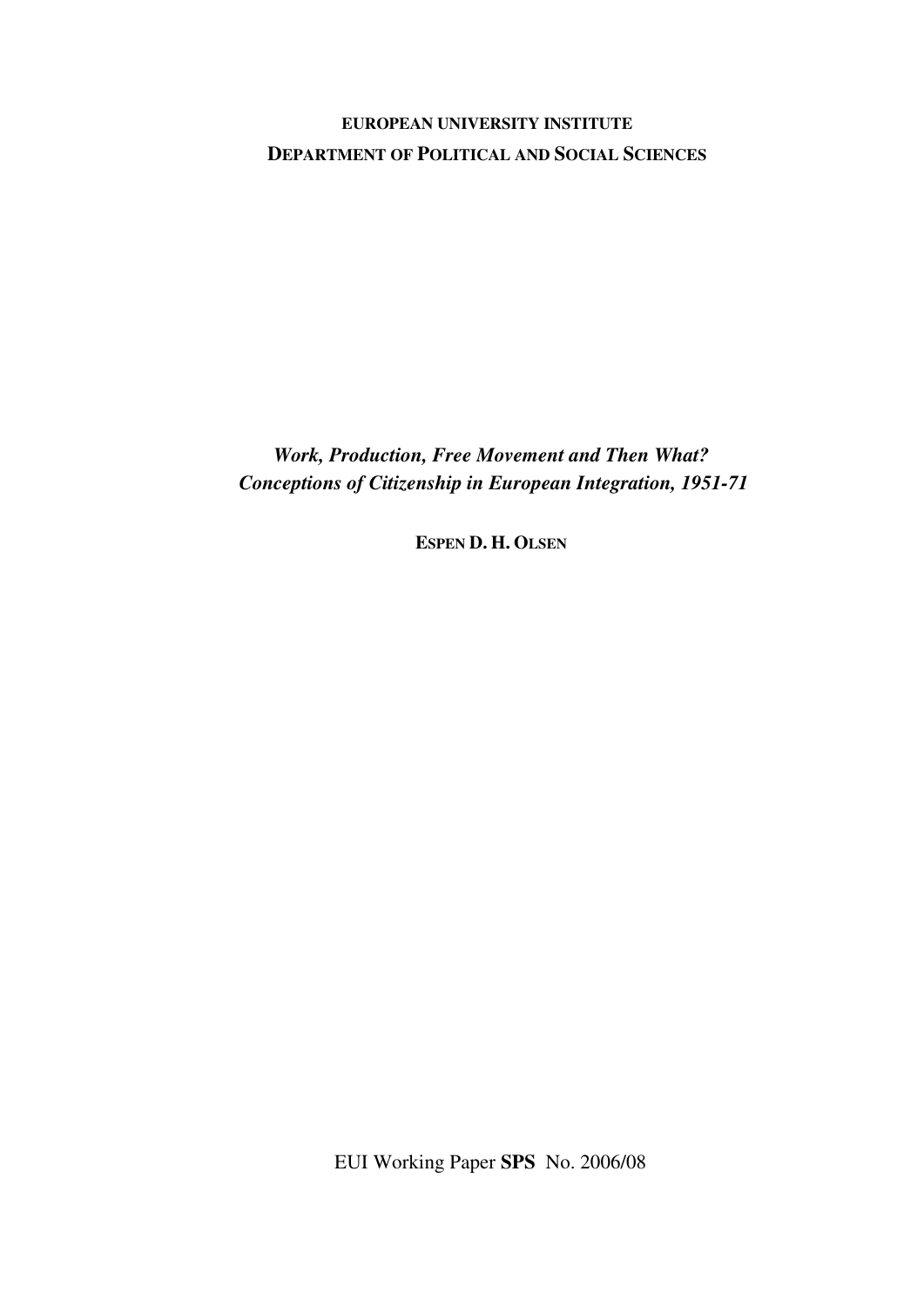**EUROPEAN UNIVERSITY INSTITUTE**

**DEPARTMENT OF POLITICAL AND SOCIAL SCIENCES**

# *Work, Production, Free Movement and Then What? Conceptions of Citizenship in European Integration, 1951-71*

**ESPEN D. H. OLSEN**

EUI Working Paper **SPS** No. 2006/08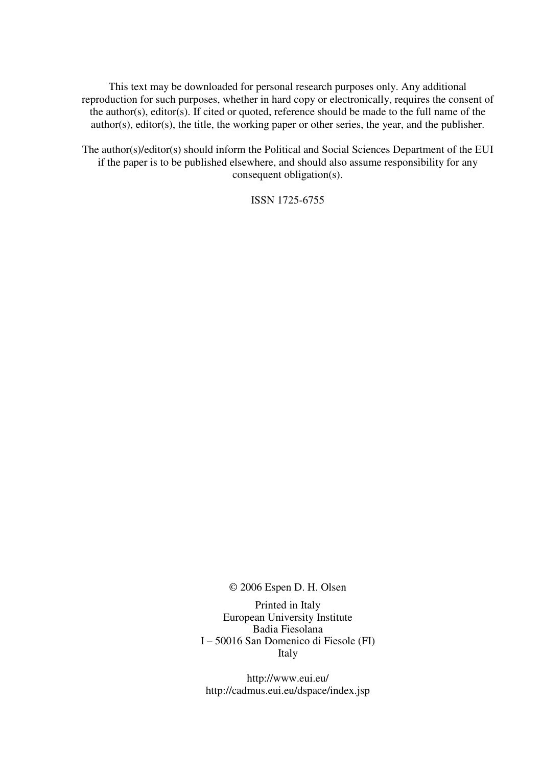This text may be downloaded for personal research purposes only. Any additional reproduction for such purposes, whether in hard copy or electronically, requires the consent of the author(s), editor(s). If cited or quoted, reference should be made to the full name of the author(s), editor(s), the title, the working paper or other series, the year, and the publisher.

The author(s)/editor(s) should inform the Political and Social Sciences Department of the EUI if the paper is to be published elsewhere, and should also assume responsibility for any consequent obligation(s).

ISSN 1725-6755

© 2006 Espen D. H. Olsen

Printed in Italy
European University Institute
Badia Fiesolana
I – 50016 San Domenico di Fiesole (FI)
Italy

http://www.eui.eu/
http://cadmus.eui.eu/dspace/index.jsp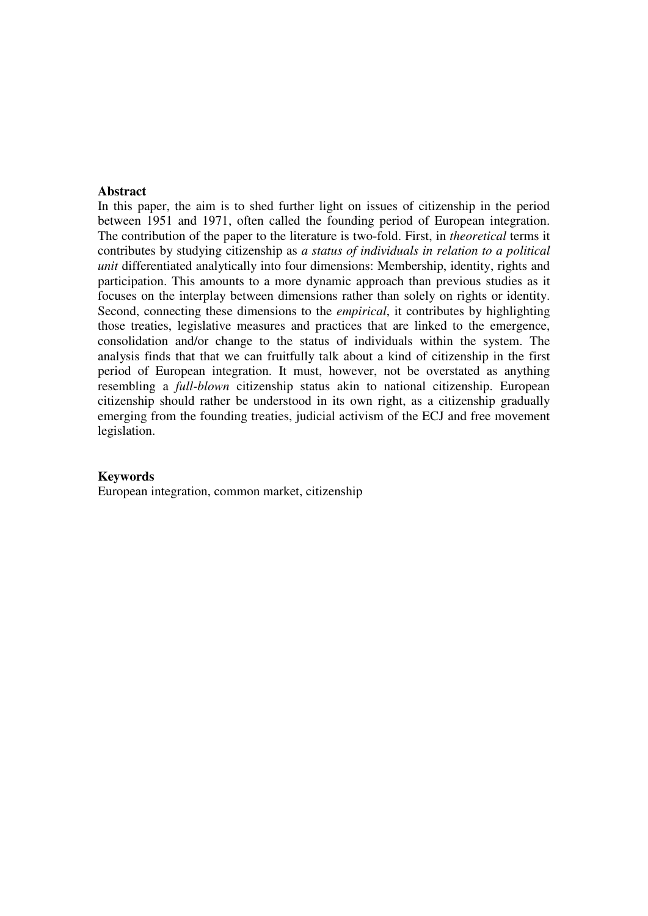**Abstract**

In this paper, the aim is to shed further light on issues of citizenship in the period between 1951 and 1971, often called the founding period of European integration. The contribution of the paper to the literature is two-fold. First, in *theoretical* terms it contributes by studying citizenship as *a status of individuals in relation to a political unit* differentiated analytically into four dimensions: Membership, identity, rights and participation. This amounts to a more dynamic approach than previous studies as it focuses on the interplay between dimensions rather than solely on rights or identity. Second, connecting these dimensions to the *empirical*, it contributes by highlighting those treaties, legislative measures and practices that are linked to the emergence, consolidation and/or change to the status of individuals within the system. The analysis finds that that we can fruitfully talk about a kind of citizenship in the first period of European integration. It must, however, not be overstated as anything resembling a *full-blown* citizenship status akin to national citizenship. European citizenship should rather be understood in its own right, as a citizenship gradually emerging from the founding treaties, judicial activism of the ECJ and free movement legislation.

**Keywords**

European integration, common market, citizenship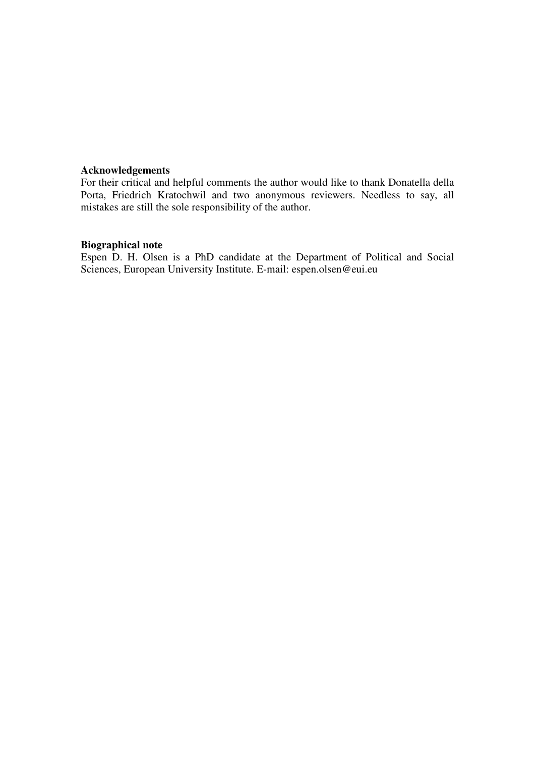**Acknowledgements**

For their critical and helpful comments the author would like to thank Donatella della Porta, Friedrich Kratochwil and two anonymous reviewers. Needless to say, all mistakes are still the sole responsibility of the author.

**Biographical note**

Espen D. H. Olsen is a PhD candidate at the Department of Political and Social Sciences, European University Institute. E-mail: espen.olsen@eui.eu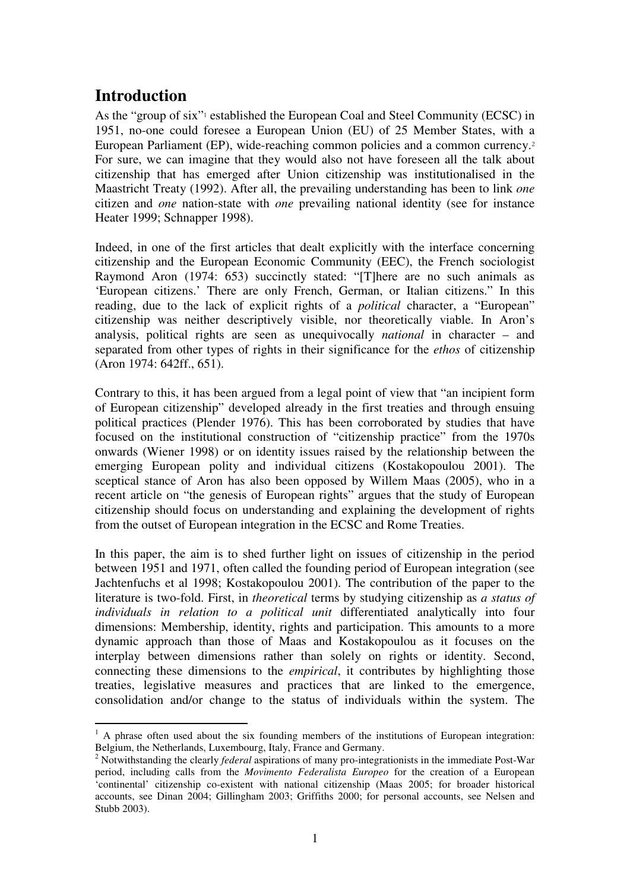# Introduction

As the "group of six"[1] established the European Coal and Steel Community (ECSC) in 1951, no-one could foresee a European Union (EU) of 25 Member States, with a European Parliament (EP), wide-reaching common policies and a common currency.[2] For sure, we can imagine that they would also not have foreseen all the talk about citizenship that has emerged after Union citizenship was institutionalised in the Maastricht Treaty (1992). After all, the prevailing understanding has been to link *one* citizen and *one* nation-state with *one* prevailing national identity (see for instance Heater 1999; Schnapper 1998).

Indeed, in one of the first articles that dealt explicitly with the interface concerning citizenship and the European Economic Community (EEC), the French sociologist Raymond Aron (1974: 653) succinctly stated: "[T]here are no such animals as 'European citizens.' There are only French, German, or Italian citizens." In this reading, due to the lack of explicit rights of a *political* character, a "European" citizenship was neither descriptively visible, nor theoretically viable. In Aron's analysis, political rights are seen as unequivocally *national* in character – and separated from other types of rights in their significance for the *ethos* of citizenship (Aron 1974: 642ff., 651).

Contrary to this, it has been argued from a legal point of view that "an incipient form of European citizenship" developed already in the first treaties and through ensuing political practices (Plender 1976). This has been corroborated by studies that have focused on the institutional construction of "citizenship practice" from the 1970s onwards (Wiener 1998) or on identity issues raised by the relationship between the emerging European polity and individual citizens (Kostakopoulou 2001). The sceptical stance of Aron has also been opposed by Willem Maas (2005), who in a recent article on "the genesis of European rights" argues that the study of European citizenship should focus on understanding and explaining the development of rights from the outset of European integration in the ECSC and Rome Treaties.

In this paper, the aim is to shed further light on issues of citizenship in the period between 1951 and 1971, often called the founding period of European integration (see Jachtenfuchs et al 1998; Kostakopoulou 2001). The contribution of the paper to the literature is two-fold. First, in *theoretical* terms by studying citizenship as *a status of individuals in relation to a political unit* differentiated analytically into four dimensions: Membership, identity, rights and participation. This amounts to a more dynamic approach than those of Maas and Kostakopoulou as it focuses on the interplay between dimensions rather than solely on rights or identity. Second, connecting these dimensions to the *empirical*, it contributes by highlighting those treaties, legislative measures and practices that are linked to the emergence, consolidation and/or change to the status of individuals within the system. The

[1] A phrase often used about the six founding members of the institutions of European integration: Belgium, the Netherlands, Luxembourg, Italy, France and Germany.

[2] Notwithstanding the clearly *federal* aspirations of many pro-integrationists in the immediate Post-War period, including calls from the *Movimento Federalista Europeo* for the creation of a European 'continental' citizenship co-existent with national citizenship (Maas 2005; for broader historical accounts, see Dinan 2004; Gillingham 2003; Griffiths 2000; for personal accounts, see Nelsen and Stubb 2003).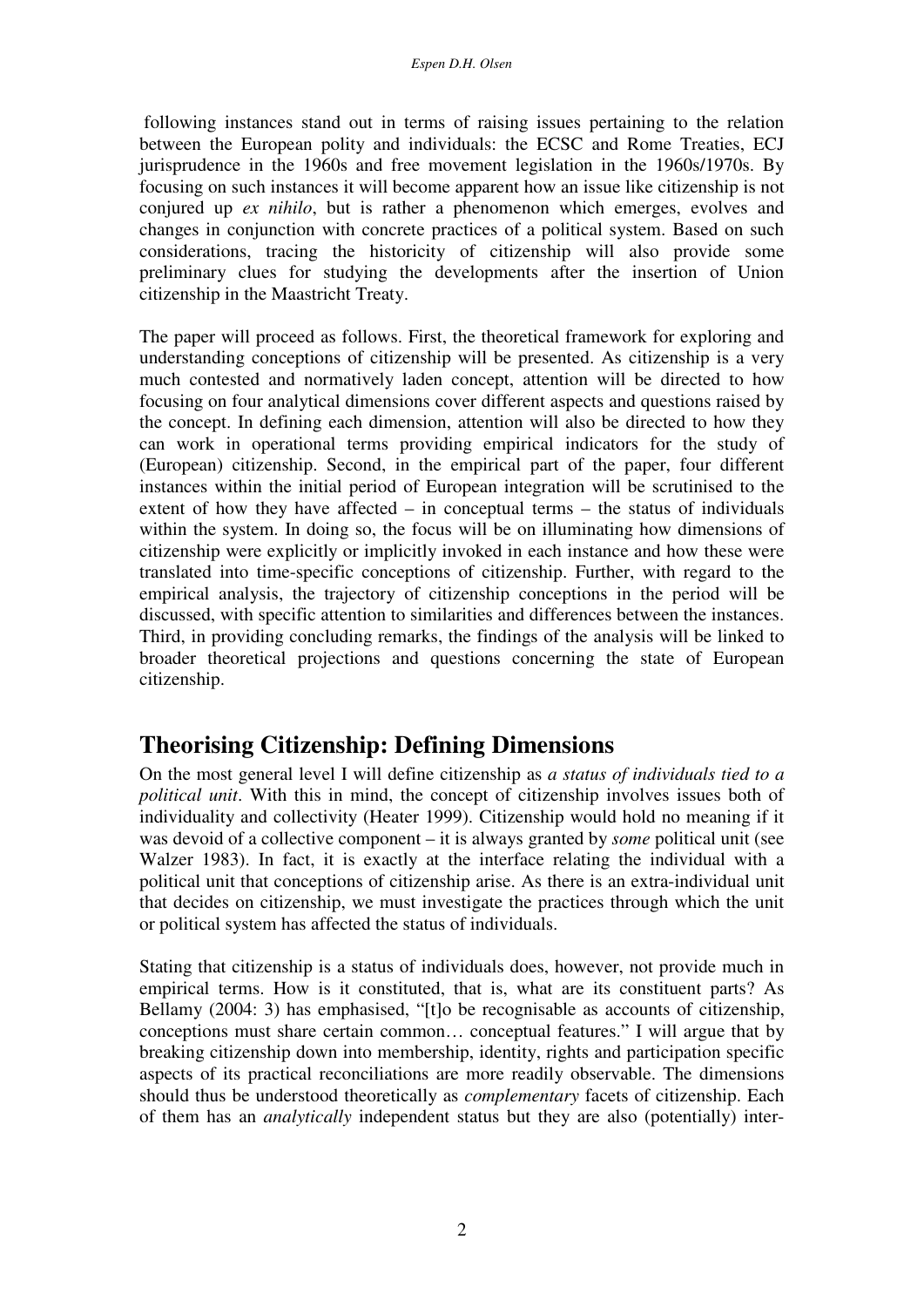following instances stand out in terms of raising issues pertaining to the relation between the European polity and individuals: the ECSC and Rome Treaties, ECJ jurisprudence in the 1960s and free movement legislation in the 1960s/1970s. By focusing on such instances it will become apparent how an issue like citizenship is not conjured up *ex nihilo*, but is rather a phenomenon which emerges, evolves and changes in conjunction with concrete practices of a political system. Based on such considerations, tracing the historicity of citizenship will also provide some preliminary clues for studying the developments after the insertion of Union citizenship in the Maastricht Treaty.

The paper will proceed as follows. First, the theoretical framework for exploring and understanding conceptions of citizenship will be presented. As citizenship is a very much contested and normatively laden concept, attention will be directed to how focusing on four analytical dimensions cover different aspects and questions raised by the concept. In defining each dimension, attention will also be directed to how they can work in operational terms providing empirical indicators for the study of (European) citizenship. Second, in the empirical part of the paper, four different instances within the initial period of European integration will be scrutinised to the extent of how they have affected – in conceptual terms – the status of individuals within the system. In doing so, the focus will be on illuminating how dimensions of citizenship were explicitly or implicitly invoked in each instance and how these were translated into time-specific conceptions of citizenship. Further, with regard to the empirical analysis, the trajectory of citizenship conceptions in the period will be discussed, with specific attention to similarities and differences between the instances. Third, in providing concluding remarks, the findings of the analysis will be linked to broader theoretical projections and questions concerning the state of European citizenship.

## Theorising Citizenship: Defining Dimensions

On the most general level I will define citizenship as *a status of individuals tied to a political unit*. With this in mind, the concept of citizenship involves issues both of individuality and collectivity (Heater 1999). Citizenship would hold no meaning if it was devoid of a collective component – it is always granted by *some* political unit (see Walzer 1983). In fact, it is exactly at the interface relating the individual with a political unit that conceptions of citizenship arise. As there is an extra-individual unit that decides on citizenship, we must investigate the practices through which the unit or political system has affected the status of individuals.

Stating that citizenship is a status of individuals does, however, not provide much in empirical terms. How is it constituted, that is, what are its constituent parts? As Bellamy (2004: 3) has emphasised, "[t]o be recognisable as accounts of citizenship, conceptions must share certain common… conceptual features." I will argue that by breaking citizenship down into membership, identity, rights and participation specific aspects of its practical reconciliations are more readily observable. The dimensions should thus be understood theoretically as *complementary* facets of citizenship. Each of them has an *analytically* independent status but they are also (potentially) inter-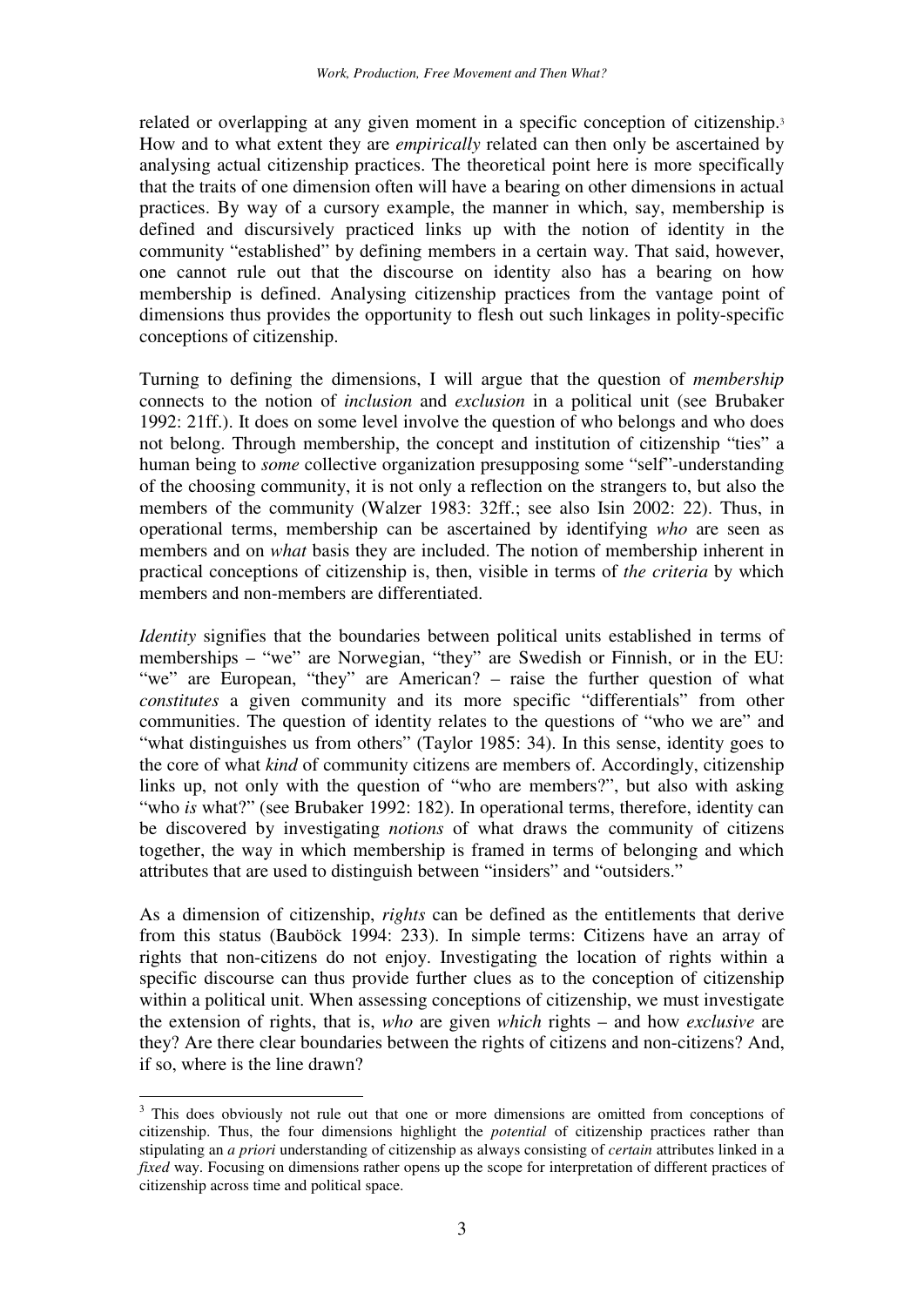related or overlapping at any given moment in a specific conception of citizenship.[3] How and to what extent they are *empirically* related can then only be ascertained by analysing actual citizenship practices. The theoretical point here is more specifically that the traits of one dimension often will have a bearing on other dimensions in actual practices. By way of a cursory example, the manner in which, say, membership is defined and discursively practiced links up with the notion of identity in the community "established" by defining members in a certain way. That said, however, one cannot rule out that the discourse on identity also has a bearing on how membership is defined. Analysing citizenship practices from the vantage point of dimensions thus provides the opportunity to flesh out such linkages in polity-specific conceptions of citizenship.

Turning to defining the dimensions, I will argue that the question of *membership* connects to the notion of *inclusion* and *exclusion* in a political unit (see Brubaker 1992: 21ff.). It does on some level involve the question of who belongs and who does not belong. Through membership, the concept and institution of citizenship "ties" a human being to *some* collective organization presupposing some "self"-understanding of the choosing community, it is not only a reflection on the strangers to, but also the members of the community (Walzer 1983: 32ff.; see also Isin 2002: 22). Thus, in operational terms, membership can be ascertained by identifying *who* are seen as members and on *what* basis they are included. The notion of membership inherent in practical conceptions of citizenship is, then, visible in terms of *the criteria* by which members and non-members are differentiated.

*Identity* signifies that the boundaries between political units established in terms of memberships – "we" are Norwegian, "they" are Swedish or Finnish, or in the EU: "we" are European, "they" are American? – raise the further question of what *constitutes* a given community and its more specific "differentials" from other communities. The question of identity relates to the questions of "who we are" and "what distinguishes us from others" (Taylor 1985: 34). In this sense, identity goes to the core of what *kind* of community citizens are members of. Accordingly, citizenship links up, not only with the question of "who are members?", but also with asking "who *is* what?" (see Brubaker 1992: 182). In operational terms, therefore, identity can be discovered by investigating *notions* of what draws the community of citizens together, the way in which membership is framed in terms of belonging and which attributes that are used to distinguish between "insiders" and "outsiders."

As a dimension of citizenship, *rights* can be defined as the entitlements that derive from this status (Bauböck 1994: 233). In simple terms: Citizens have an array of rights that non-citizens do not enjoy. Investigating the location of rights within a specific discourse can thus provide further clues as to the conception of citizenship within a political unit. When assessing conceptions of citizenship, we must investigate the extension of rights, that is, *who* are given *which* rights – and how *exclusive* are they? Are there clear boundaries between the rights of citizens and non-citizens? And, if so, where is the line drawn?

[3] This does obviously not rule out that one or more dimensions are omitted from conceptions of citizenship. Thus, the four dimensions highlight the *potential* of citizenship practices rather than stipulating an *a priori* understanding of citizenship as always consisting of *certain* attributes linked in a *fixed* way. Focusing on dimensions rather opens up the scope for interpretation of different practices of citizenship across time and political space.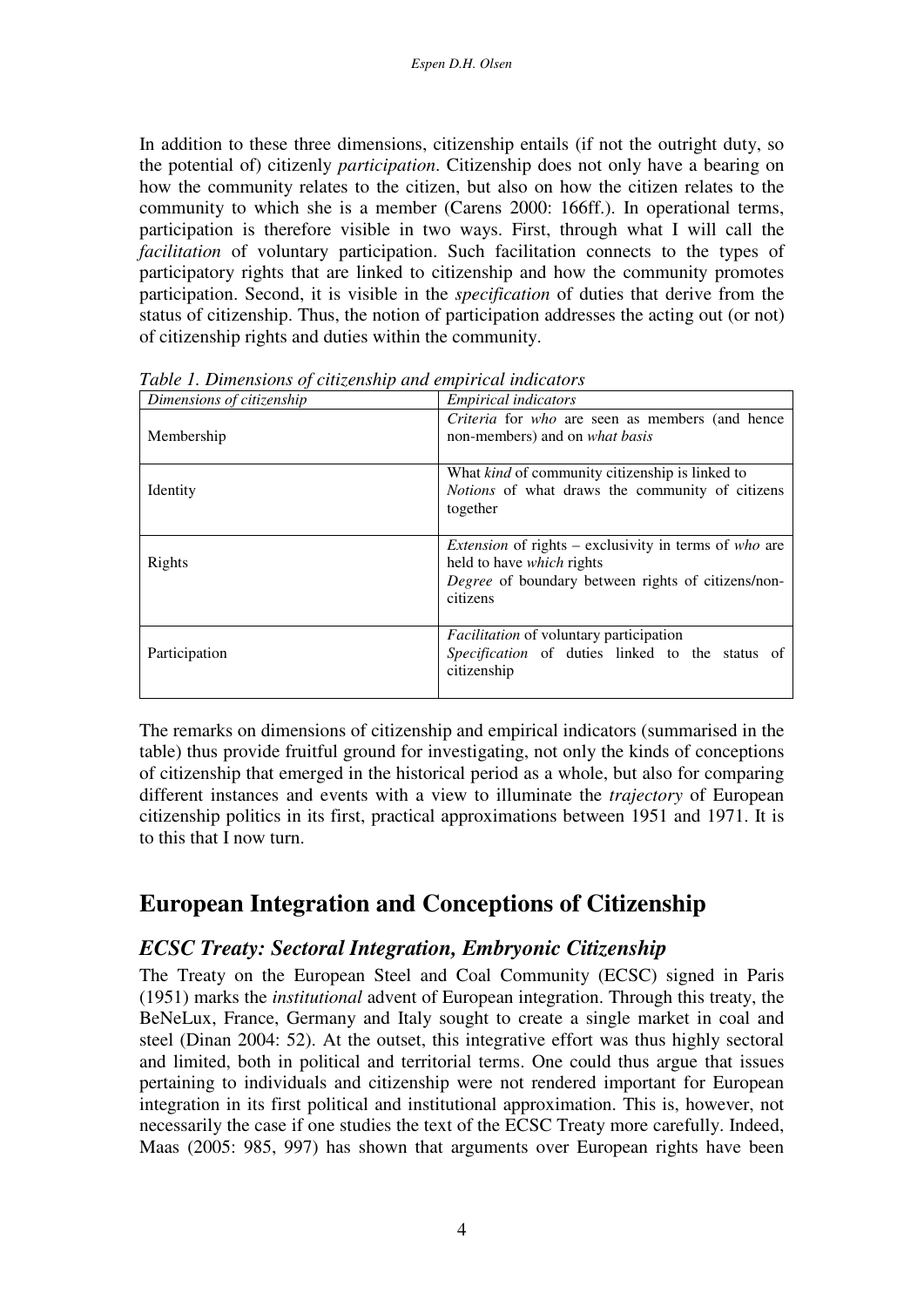In addition to these three dimensions, citizenship entails (if not the outright duty, so the potential of) citizenly *participation*. Citizenship does not only have a bearing on how the community relates to the citizen, but also on how the citizen relates to the community to which she is a member (Carens 2000: 166ff.). In operational terms, participation is therefore visible in two ways. First, through what I will call the *facilitation* of voluntary participation. Such facilitation connects to the types of participatory rights that are linked to citizenship and how the community promotes participation. Second, it is visible in the *specification* of duties that derive from the status of citizenship. Thus, the notion of participation addresses the acting out (or not) of citizenship rights and duties within the community.

*Table 1. Dimensions of citizenship and empirical indicators*

| *Dimensions of citizenship* | *Empirical indicators* |
| --- | --- |
| Membership | *Criteria* for *who* are seen as members (and hence non-members) and on *what basis* |
| Identity | What *kind* of community citizenship is linked to<br>*Notions* of what draws the community of citizens together |
| Rights | *Extension* of rights – exclusivity in terms of *who* are held to have *which* rights<br>*Degree* of boundary between rights of citizens/non-citizens |
| Participation | *Facilitation* of voluntary participation<br>*Specification* of duties linked to the status of citizenship |

The remarks on dimensions of citizenship and empirical indicators (summarised in the table) thus provide fruitful ground for investigating, not only the kinds of conceptions of citizenship that emerged in the historical period as a whole, but also for comparing different instances and events with a view to illuminate the *trajectory* of European citizenship politics in its first, practical approximations between 1951 and 1971. It is to this that I now turn.

## European Integration and Conceptions of Citizenship

### *ECSC Treaty: Sectoral Integration, Embryonic Citizenship*

The Treaty on the European Steel and Coal Community (ECSC) signed in Paris (1951) marks the *institutional* advent of European integration. Through this treaty, the BeNeLux, France, Germany and Italy sought to create a single market in coal and steel (Dinan 2004: 52). At the outset, this integrative effort was thus highly sectoral and limited, both in political and territorial terms. One could thus argue that issues pertaining to individuals and citizenship were not rendered important for European integration in its first political and institutional approximation. This is, however, not necessarily the case if one studies the text of the ECSC Treaty more carefully. Indeed, Maas (2005: 985, 997) has shown that arguments over European rights have been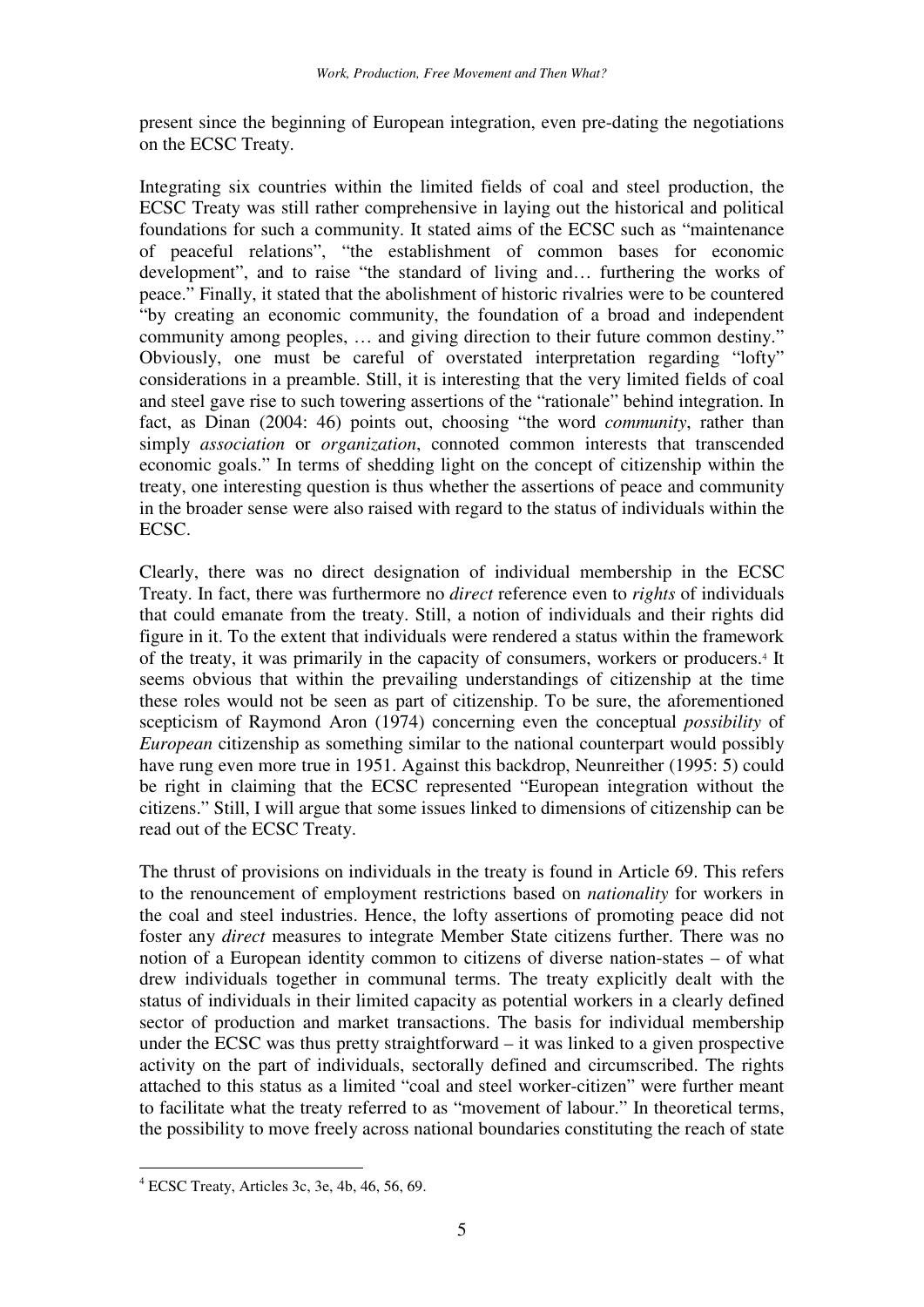present since the beginning of European integration, even pre-dating the negotiations on the ECSC Treaty.

Integrating six countries within the limited fields of coal and steel production, the ECSC Treaty was still rather comprehensive in laying out the historical and political foundations for such a community. It stated aims of the ECSC such as "maintenance of peaceful relations", "the establishment of common bases for economic development", and to raise "the standard of living and… furthering the works of peace." Finally, it stated that the abolishment of historic rivalries were to be countered "by creating an economic community, the foundation of a broad and independent community among peoples, … and giving direction to their future common destiny." Obviously, one must be careful of overstated interpretation regarding "lofty" considerations in a preamble. Still, it is interesting that the very limited fields of coal and steel gave rise to such towering assertions of the "rationale" behind integration. In fact, as Dinan (2004: 46) points out, choosing "the word *community*, rather than simply *association* or *organization*, connoted common interests that transcended economic goals." In terms of shedding light on the concept of citizenship within the treaty, one interesting question is thus whether the assertions of peace and community in the broader sense were also raised with regard to the status of individuals within the ECSC.

Clearly, there was no direct designation of individual membership in the ECSC Treaty. In fact, there was furthermore no *direct* reference even to *rights* of individuals that could emanate from the treaty. Still, a notion of individuals and their rights did figure in it. To the extent that individuals were rendered a status within the framework of the treaty, it was primarily in the capacity of consumers, workers or producers.[4] It seems obvious that within the prevailing understandings of citizenship at the time these roles would not be seen as part of citizenship. To be sure, the aforementioned scepticism of Raymond Aron (1974) concerning even the conceptual *possibility* of *European* citizenship as something similar to the national counterpart would possibly have rung even more true in 1951. Against this backdrop, Neunreither (1995: 5) could be right in claiming that the ECSC represented "European integration without the citizens." Still, I will argue that some issues linked to dimensions of citizenship can be read out of the ECSC Treaty.

The thrust of provisions on individuals in the treaty is found in Article 69. This refers to the renouncement of employment restrictions based on *nationality* for workers in the coal and steel industries. Hence, the lofty assertions of promoting peace did not foster any *direct* measures to integrate Member State citizens further. There was no notion of a European identity common to citizens of diverse nation-states – of what drew individuals together in communal terms. The treaty explicitly dealt with the status of individuals in their limited capacity as potential workers in a clearly defined sector of production and market transactions. The basis for individual membership under the ECSC was thus pretty straightforward – it was linked to a given prospective activity on the part of individuals, sectorally defined and circumscribed. The rights attached to this status as a limited "coal and steel worker-citizen" were further meant to facilitate what the treaty referred to as "movement of labour." In theoretical terms, the possibility to move freely across national boundaries constituting the reach of state

[4] ECSC Treaty, Articles 3c, 3e, 4b, 46, 56, 69.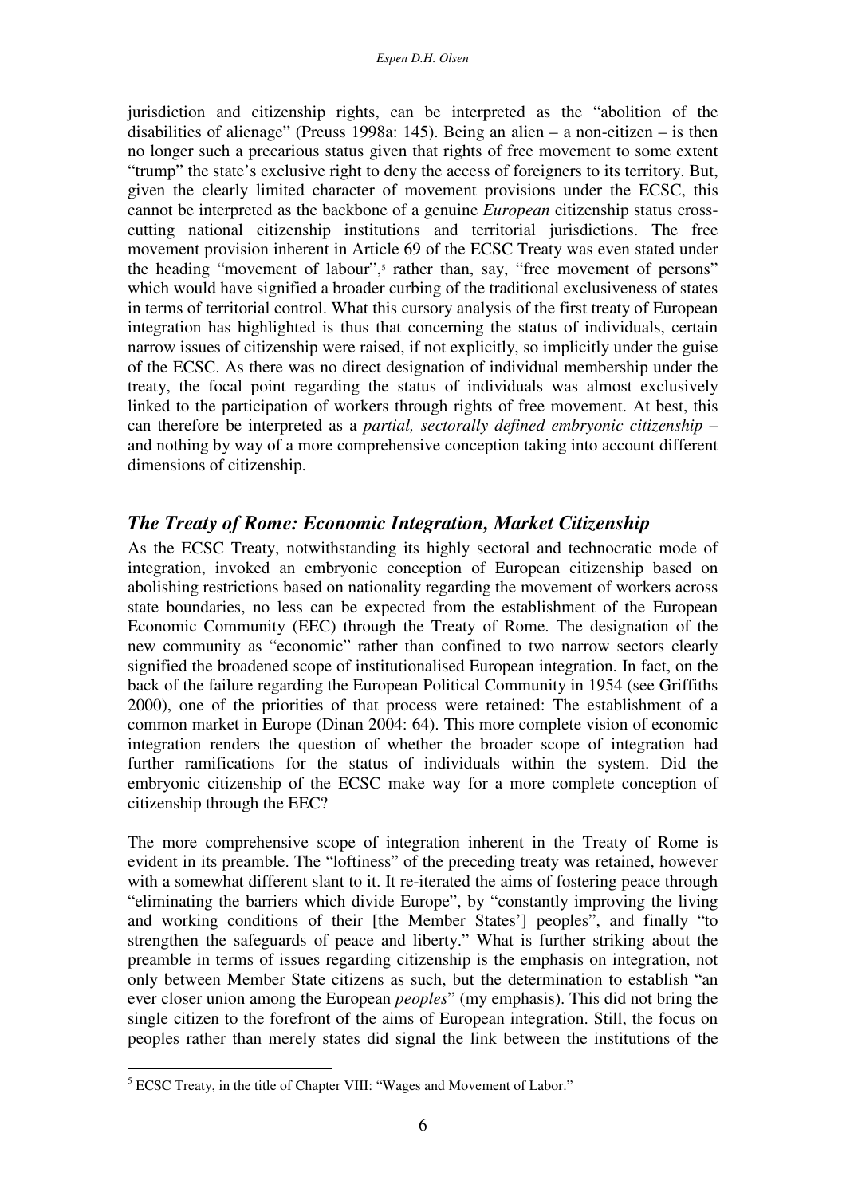jurisdiction and citizenship rights, can be interpreted as the "abolition of the disabilities of alienage" (Preuss 1998a: 145). Being an alien – a non-citizen – is then no longer such a precarious status given that rights of free movement to some extent "trump" the state's exclusive right to deny the access of foreigners to its territory. But, given the clearly limited character of movement provisions under the ECSC, this cannot be interpreted as the backbone of a genuine *European* citizenship status cross-cutting national citizenship institutions and territorial jurisdictions. The free movement provision inherent in Article 69 of the ECSC Treaty was even stated under the heading "movement of labour",[5] rather than, say, "free movement of persons" which would have signified a broader curbing of the traditional exclusiveness of states in terms of territorial control. What this cursory analysis of the first treaty of European integration has highlighted is thus that concerning the status of individuals, certain narrow issues of citizenship were raised, if not explicitly, so implicitly under the guise of the ECSC. As there was no direct designation of individual membership under the treaty, the focal point regarding the status of individuals was almost exclusively linked to the participation of workers through rights of free movement. At best, this can therefore be interpreted as a *partial, sectorally defined embryonic citizenship* – and nothing by way of a more comprehensive conception taking into account different dimensions of citizenship.

## *The Treaty of Rome: Economic Integration, Market Citizenship*

As the ECSC Treaty, notwithstanding its highly sectoral and technocratic mode of integration, invoked an embryonic conception of European citizenship based on abolishing restrictions based on nationality regarding the movement of workers across state boundaries, no less can be expected from the establishment of the European Economic Community (EEC) through the Treaty of Rome. The designation of the new community as "economic" rather than confined to two narrow sectors clearly signified the broadened scope of institutionalised European integration. In fact, on the back of the failure regarding the European Political Community in 1954 (see Griffiths 2000), one of the priorities of that process were retained: The establishment of a common market in Europe (Dinan 2004: 64). This more complete vision of economic integration renders the question of whether the broader scope of integration had further ramifications for the status of individuals within the system. Did the embryonic citizenship of the ECSC make way for a more complete conception of citizenship through the EEC?

The more comprehensive scope of integration inherent in the Treaty of Rome is evident in its preamble. The "loftiness" of the preceding treaty was retained, however with a somewhat different slant to it. It re-iterated the aims of fostering peace through "eliminating the barriers which divide Europe", by "constantly improving the living and working conditions of their [the Member States'] peoples", and finally "to strengthen the safeguards of peace and liberty." What is further striking about the preamble in terms of issues regarding citizenship is the emphasis on integration, not only between Member State citizens as such, but the determination to establish "an ever closer union among the European *peoples*" (my emphasis). This did not bring the single citizen to the forefront of the aims of European integration. Still, the focus on peoples rather than merely states did signal the link between the institutions of the

[5] ECSC Treaty, in the title of Chapter VIII: "Wages and Movement of Labor."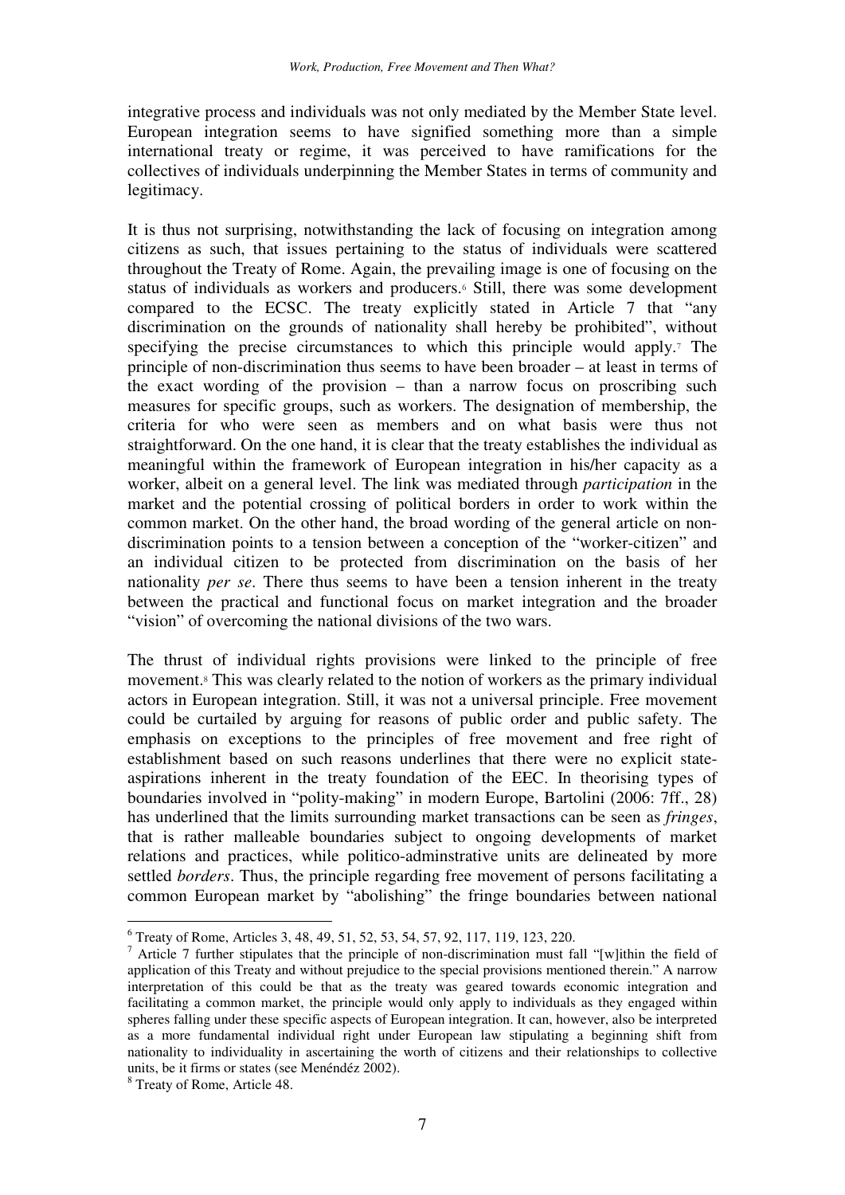integrative process and individuals was not only mediated by the Member State level. European integration seems to have signified something more than a simple international treaty or regime, it was perceived to have ramifications for the collectives of individuals underpinning the Member States in terms of community and legitimacy.

It is thus not surprising, notwithstanding the lack of focusing on integration among citizens as such, that issues pertaining to the status of individuals were scattered throughout the Treaty of Rome. Again, the prevailing image is one of focusing on the status of individuals as workers and producers.[6] Still, there was some development compared to the ECSC. The treaty explicitly stated in Article 7 that "any discrimination on the grounds of nationality shall hereby be prohibited", without specifying the precise circumstances to which this principle would apply.[7] The principle of non-discrimination thus seems to have been broader – at least in terms of the exact wording of the provision – than a narrow focus on proscribing such measures for specific groups, such as workers. The designation of membership, the criteria for who were seen as members and on what basis were thus not straightforward. On the one hand, it is clear that the treaty establishes the individual as meaningful within the framework of European integration in his/her capacity as a worker, albeit on a general level. The link was mediated through *participation* in the market and the potential crossing of political borders in order to work within the common market. On the other hand, the broad wording of the general article on non-discrimination points to a tension between a conception of the "worker-citizen" and an individual citizen to be protected from discrimination on the basis of her nationality *per se*. There thus seems to have been a tension inherent in the treaty between the practical and functional focus on market integration and the broader "vision" of overcoming the national divisions of the two wars.

The thrust of individual rights provisions were linked to the principle of free movement.[8] This was clearly related to the notion of workers as the primary individual actors in European integration. Still, it was not a universal principle. Free movement could be curtailed by arguing for reasons of public order and public safety. The emphasis on exceptions to the principles of free movement and free right of establishment based on such reasons underlines that there were no explicit state-aspirations inherent in the treaty foundation of the EEC. In theorising types of boundaries involved in "polity-making" in modern Europe, Bartolini (2006: 7ff., 28) has underlined that the limits surrounding market transactions can be seen as *fringes*, that is rather malleable boundaries subject to ongoing developments of market relations and practices, while politico-adminstrative units are delineated by more settled *borders*. Thus, the principle regarding free movement of persons facilitating a common European market by "abolishing" the fringe boundaries between national

---

[6] Treaty of Rome, Articles 3, 48, 49, 51, 52, 53, 54, 57, 92, 117, 119, 123, 220.

[7] Article 7 further stipulates that the principle of non-discrimination must fall "[w]ithin the field of application of this Treaty and without prejudice to the special provisions mentioned therein." A narrow interpretation of this could be that as the treaty was geared towards economic integration and facilitating a common market, the principle would only apply to individuals as they engaged within spheres falling under these specific aspects of European integration. It can, however, also be interpreted as a more fundamental individual right under European law stipulating a beginning shift from nationality to individuality in ascertaining the worth of citizens and their relationships to collective units, be it firms or states (see Menéndéz 2002).

[8] Treaty of Rome, Article 48.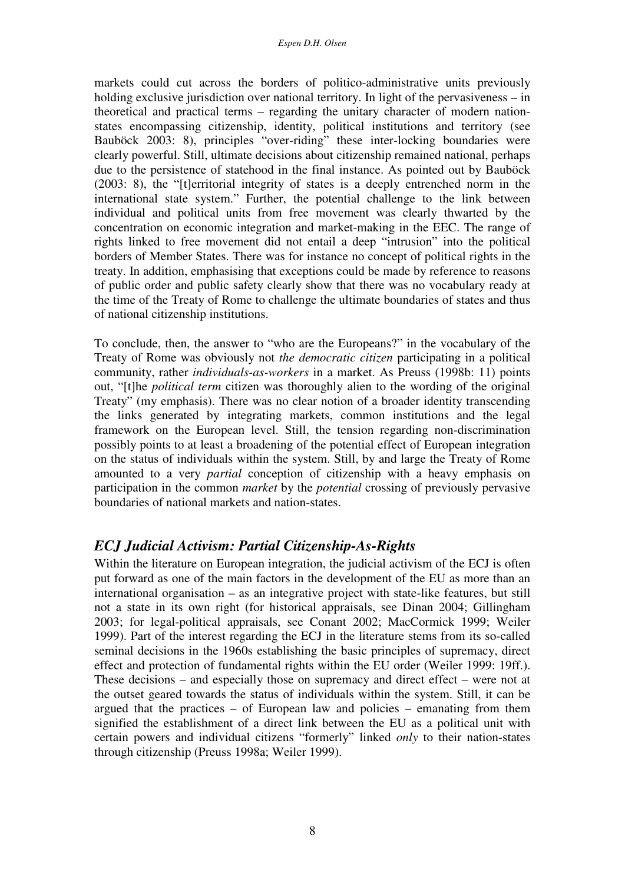markets could cut across the borders of politico-administrative units previously holding exclusive jurisdiction over national territory. In light of the pervasiveness – in theoretical and practical terms – regarding the unitary character of modern nation-states encompassing citizenship, identity, political institutions and territory (see Bauböck 2003: 8), principles "over-riding" these inter-locking boundaries were clearly powerful. Still, ultimate decisions about citizenship remained national, perhaps due to the persistence of statehood in the final instance. As pointed out by Bauböck (2003: 8), the "[t]erritorial integrity of states is a deeply entrenched norm in the international state system." Further, the potential challenge to the link between individual and political units from free movement was clearly thwarted by the concentration on economic integration and market-making in the EEC. The range of rights linked to free movement did not entail a deep "intrusion" into the political borders of Member States. There was for instance no concept of political rights in the treaty. In addition, emphasising that exceptions could be made by reference to reasons of public order and public safety clearly show that there was no vocabulary ready at the time of the Treaty of Rome to challenge the ultimate boundaries of states and thus of national citizenship institutions.

To conclude, then, the answer to "who are the Europeans?" in the vocabulary of the Treaty of Rome was obviously not *the democratic citizen* participating in a political community, rather *individuals-as-workers* in a market. As Preuss (1998b: 11) points out, "[t]he *political term* citizen was thoroughly alien to the wording of the original Treaty" (my emphasis). There was no clear notion of a broader identity transcending the links generated by integrating markets, common institutions and the legal framework on the European level. Still, the tension regarding non-discrimination possibly points to at least a broadening of the potential effect of European integration on the status of individuals within the system. Still, by and large the Treaty of Rome amounted to a very *partial* conception of citizenship with a heavy emphasis on participation in the common *market* by the *potential* crossing of previously pervasive boundaries of national markets and nation-states.

## *ECJ Judicial Activism: Partial Citizenship-As-Rights*

Within the literature on European integration, the judicial activism of the ECJ is often put forward as one of the main factors in the development of the EU as more than an international organisation – as an integrative project with state-like features, but still not a state in its own right (for historical appraisals, see Dinan 2004; Gillingham 2003; for legal-political appraisals, see Conant 2002; MacCormick 1999; Weiler 1999). Part of the interest regarding the ECJ in the literature stems from its so-called seminal decisions in the 1960s establishing the basic principles of supremacy, direct effect and protection of fundamental rights within the EU order (Weiler 1999: 19ff.). These decisions – and especially those on supremacy and direct effect – were not at the outset geared towards the status of individuals within the system. Still, it can be argued that the practices – of European law and policies – emanating from them signified the establishment of a direct link between the EU as a political unit with certain powers and individual citizens "formerly" linked *only* to their nation-states through citizenship (Preuss 1998a; Weiler 1999).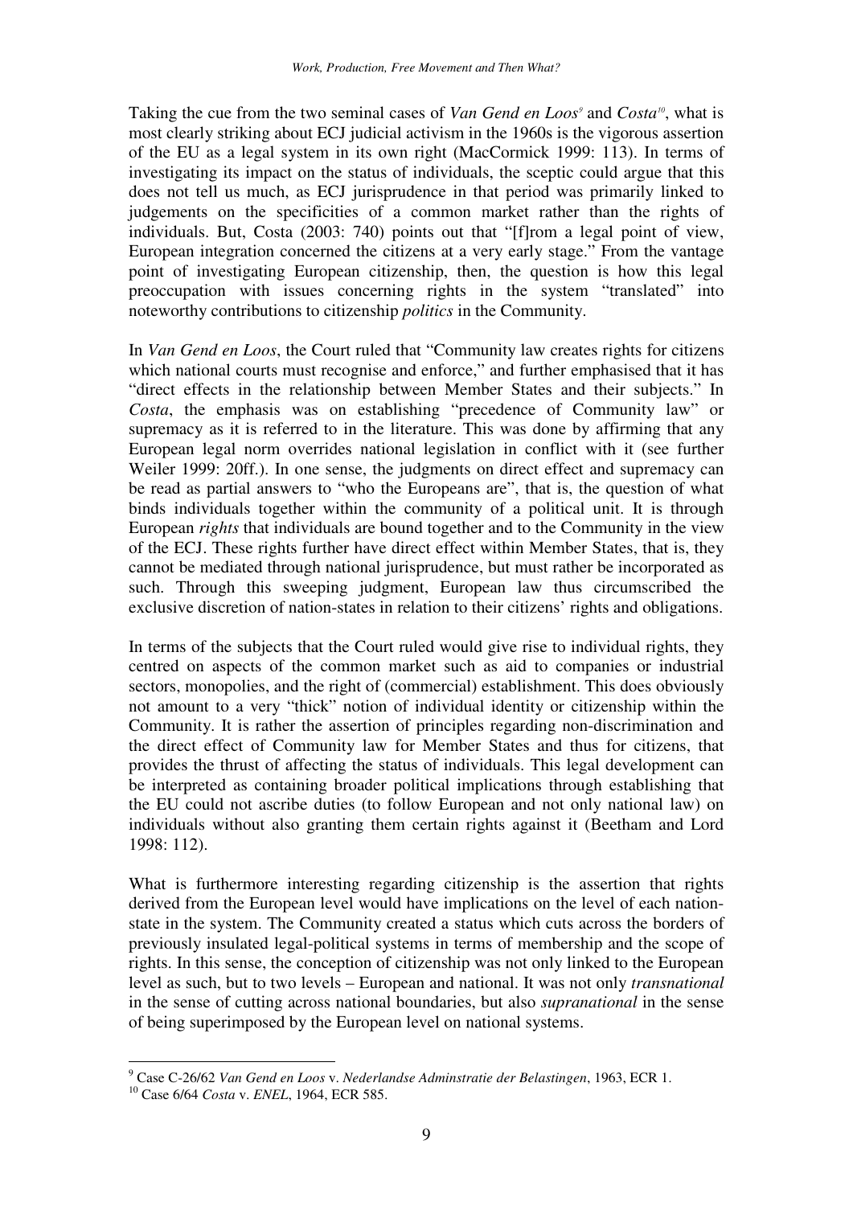Taking the cue from the two seminal cases of *Van Gend en Loos*[9] and *Costa*[10], what is most clearly striking about ECJ judicial activism in the 1960s is the vigorous assertion of the EU as a legal system in its own right (MacCormick 1999: 113). In terms of investigating its impact on the status of individuals, the sceptic could argue that this does not tell us much, as ECJ jurisprudence in that period was primarily linked to judgements on the specificities of a common market rather than the rights of individuals. But, Costa (2003: 740) points out that "[f]rom a legal point of view, European integration concerned the citizens at a very early stage." From the vantage point of investigating European citizenship, then, the question is how this legal preoccupation with issues concerning rights in the system "translated" into noteworthy contributions to citizenship *politics* in the Community.

In *Van Gend en Loos*, the Court ruled that "Community law creates rights for citizens which national courts must recognise and enforce," and further emphasised that it has "direct effects in the relationship between Member States and their subjects." In *Costa*, the emphasis was on establishing "precedence of Community law" or supremacy as it is referred to in the literature. This was done by affirming that any European legal norm overrides national legislation in conflict with it (see further Weiler 1999: 20ff.). In one sense, the judgments on direct effect and supremacy can be read as partial answers to "who the Europeans are", that is, the question of what binds individuals together within the community of a political unit. It is through European *rights* that individuals are bound together and to the Community in the view of the ECJ. These rights further have direct effect within Member States, that is, they cannot be mediated through national jurisprudence, but must rather be incorporated as such. Through this sweeping judgment, European law thus circumscribed the exclusive discretion of nation-states in relation to their citizens' rights and obligations.

In terms of the subjects that the Court ruled would give rise to individual rights, they centred on aspects of the common market such as aid to companies or industrial sectors, monopolies, and the right of (commercial) establishment. This does obviously not amount to a very "thick" notion of individual identity or citizenship within the Community. It is rather the assertion of principles regarding non-discrimination and the direct effect of Community law for Member States and thus for citizens, that provides the thrust of affecting the status of individuals. This legal development can be interpreted as containing broader political implications through establishing that the EU could not ascribe duties (to follow European and not only national law) on individuals without also granting them certain rights against it (Beetham and Lord 1998: 112).

What is furthermore interesting regarding citizenship is the assertion that rights derived from the European level would have implications on the level of each nation-state in the system. The Community created a status which cuts across the borders of previously insulated legal-political systems in terms of membership and the scope of rights. In this sense, the conception of citizenship was not only linked to the European level as such, but to two levels – European and national. It was not only *transnational* in the sense of cutting across national boundaries, but also *supranational* in the sense of being superimposed by the European level on national systems.

---

[9] Case C-26/62 *Van Gend en Loos* v. *Nederlandse Adminstratie der Belastingen*, 1963, ECR 1.

[10] Case 6/64 *Costa* v. *ENEL*, 1964, ECR 585.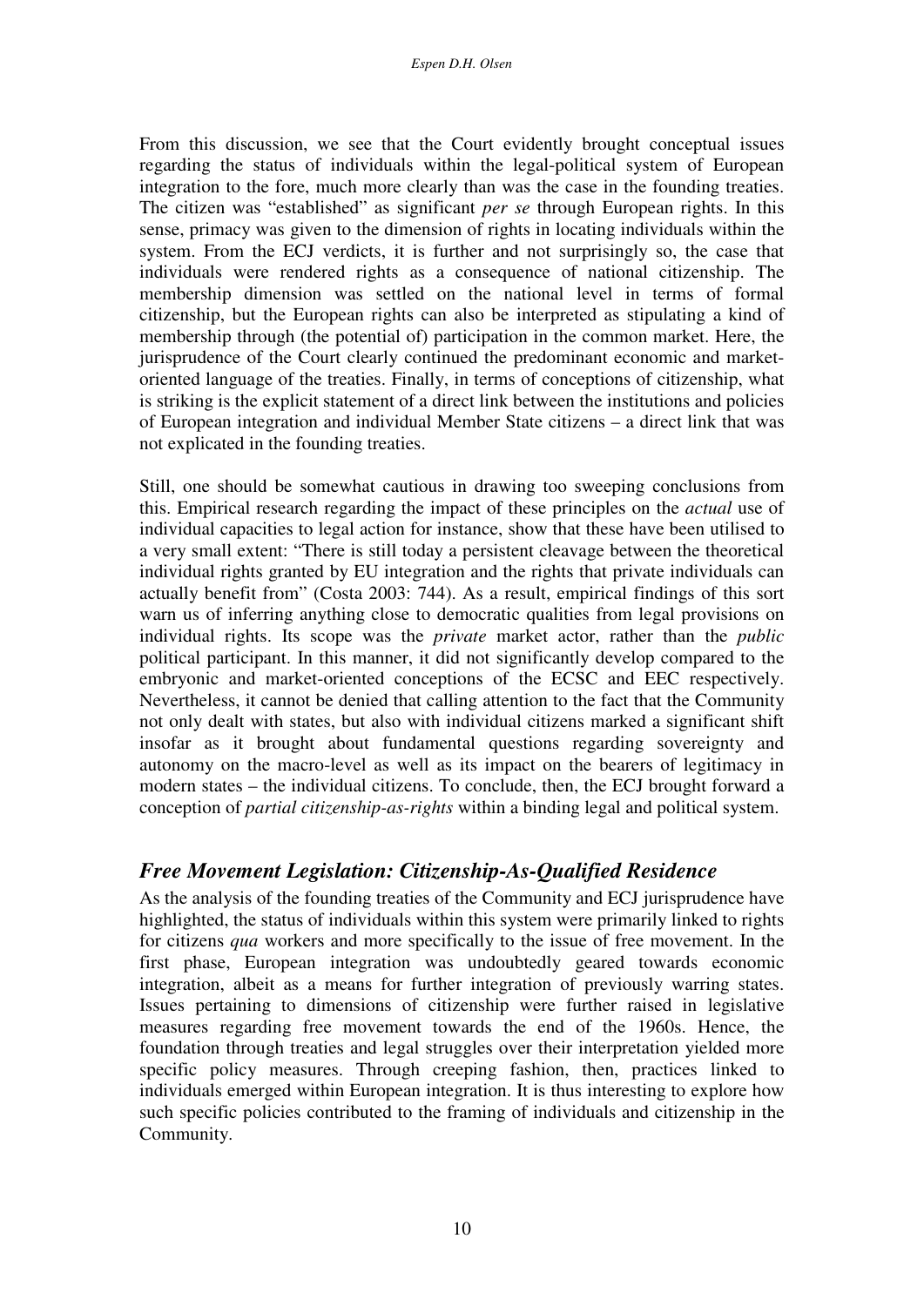From this discussion, we see that the Court evidently brought conceptual issues regarding the status of individuals within the legal-political system of European integration to the fore, much more clearly than was the case in the founding treaties. The citizen was "established" as significant *per se* through European rights. In this sense, primacy was given to the dimension of rights in locating individuals within the system. From the ECJ verdicts, it is further and not surprisingly so, the case that individuals were rendered rights as a consequence of national citizenship. The membership dimension was settled on the national level in terms of formal citizenship, but the European rights can also be interpreted as stipulating a kind of membership through (the potential of) participation in the common market. Here, the jurisprudence of the Court clearly continued the predominant economic and market-oriented language of the treaties. Finally, in terms of conceptions of citizenship, what is striking is the explicit statement of a direct link between the institutions and policies of European integration and individual Member State citizens – a direct link that was not explicated in the founding treaties.

Still, one should be somewhat cautious in drawing too sweeping conclusions from this. Empirical research regarding the impact of these principles on the *actual* use of individual capacities to legal action for instance, show that these have been utilised to a very small extent: "There is still today a persistent cleavage between the theoretical individual rights granted by EU integration and the rights that private individuals can actually benefit from" (Costa 2003: 744). As a result, empirical findings of this sort warn us of inferring anything close to democratic qualities from legal provisions on individual rights. Its scope was the *private* market actor, rather than the *public* political participant. In this manner, it did not significantly develop compared to the embryonic and market-oriented conceptions of the ECSC and EEC respectively. Nevertheless, it cannot be denied that calling attention to the fact that the Community not only dealt with states, but also with individual citizens marked a significant shift insofar as it brought about fundamental questions regarding sovereignty and autonomy on the macro-level as well as its impact on the bearers of legitimacy in modern states – the individual citizens. To conclude, then, the ECJ brought forward a conception of *partial citizenship-as-rights* within a binding legal and political system.

## *Free Movement Legislation: Citizenship-As-Qualified Residence*

As the analysis of the founding treaties of the Community and ECJ jurisprudence have highlighted, the status of individuals within this system were primarily linked to rights for citizens *qua* workers and more specifically to the issue of free movement. In the first phase, European integration was undoubtedly geared towards economic integration, albeit as a means for further integration of previously warring states. Issues pertaining to dimensions of citizenship were further raised in legislative measures regarding free movement towards the end of the 1960s. Hence, the foundation through treaties and legal struggles over their interpretation yielded more specific policy measures. Through creeping fashion, then, practices linked to individuals emerged within European integration. It is thus interesting to explore how such specific policies contributed to the framing of individuals and citizenship in the Community.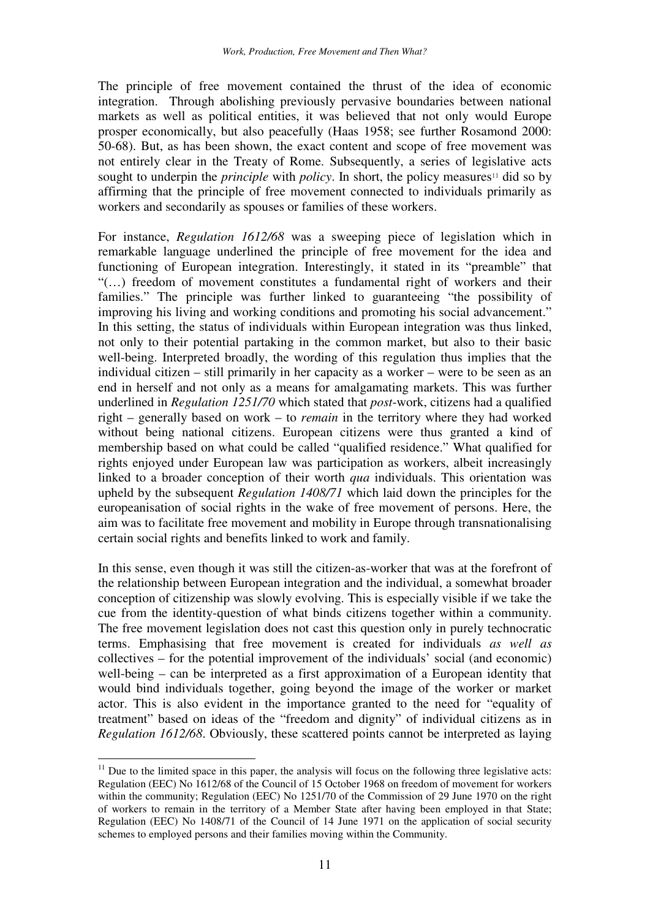The principle of free movement contained the thrust of the idea of economic integration. Through abolishing previously pervasive boundaries between national markets as well as political entities, it was believed that not only would Europe prosper economically, but also peacefully (Haas 1958; see further Rosamond 2000: 50-68). But, as has been shown, the exact content and scope of free movement was not entirely clear in the Treaty of Rome. Subsequently, a series of legislative acts sought to underpin the *principle* with *policy*. In short, the policy measures[11] did so by affirming that the principle of free movement connected to individuals primarily as workers and secondarily as spouses or families of these workers.

For instance, *Regulation 1612/68* was a sweeping piece of legislation which in remarkable language underlined the principle of free movement for the idea and functioning of European integration. Interestingly, it stated in its "preamble" that "(…) freedom of movement constitutes a fundamental right of workers and their families." The principle was further linked to guaranteeing "the possibility of improving his living and working conditions and promoting his social advancement." In this setting, the status of individuals within European integration was thus linked, not only to their potential partaking in the common market, but also to their basic well-being. Interpreted broadly, the wording of this regulation thus implies that the individual citizen – still primarily in her capacity as a worker – were to be seen as an end in herself and not only as a means for amalgamating markets. This was further underlined in *Regulation 1251/70* which stated that *post*-work, citizens had a qualified right – generally based on work – to *remain* in the territory where they had worked without being national citizens. European citizens were thus granted a kind of membership based on what could be called "qualified residence." What qualified for rights enjoyed under European law was participation as workers, albeit increasingly linked to a broader conception of their worth *qua* individuals. This orientation was upheld by the subsequent *Regulation 1408/71* which laid down the principles for the europeanisation of social rights in the wake of free movement of persons. Here, the aim was to facilitate free movement and mobility in Europe through transnationalising certain social rights and benefits linked to work and family.

In this sense, even though it was still the citizen-as-worker that was at the forefront of the relationship between European integration and the individual, a somewhat broader conception of citizenship was slowly evolving. This is especially visible if we take the cue from the identity-question of what binds citizens together within a community. The free movement legislation does not cast this question only in purely technocratic terms. Emphasising that free movement is created for individuals *as well as* collectives – for the potential improvement of the individuals' social (and economic) well-being – can be interpreted as a first approximation of a European identity that would bind individuals together, going beyond the image of the worker or market actor. This is also evident in the importance granted to the need for "equality of treatment" based on ideas of the "freedom and dignity" of individual citizens as in *Regulation 1612/68*. Obviously, these scattered points cannot be interpreted as laying

[11] Due to the limited space in this paper, the analysis will focus on the following three legislative acts: Regulation (EEC) No 1612/68 of the Council of 15 October 1968 on freedom of movement for workers within the community; Regulation (EEC) No 1251/70 of the Commission of 29 June 1970 on the right of workers to remain in the territory of a Member State after having been employed in that State; Regulation (EEC) No 1408/71 of the Council of 14 June 1971 on the application of social security schemes to employed persons and their families moving within the Community.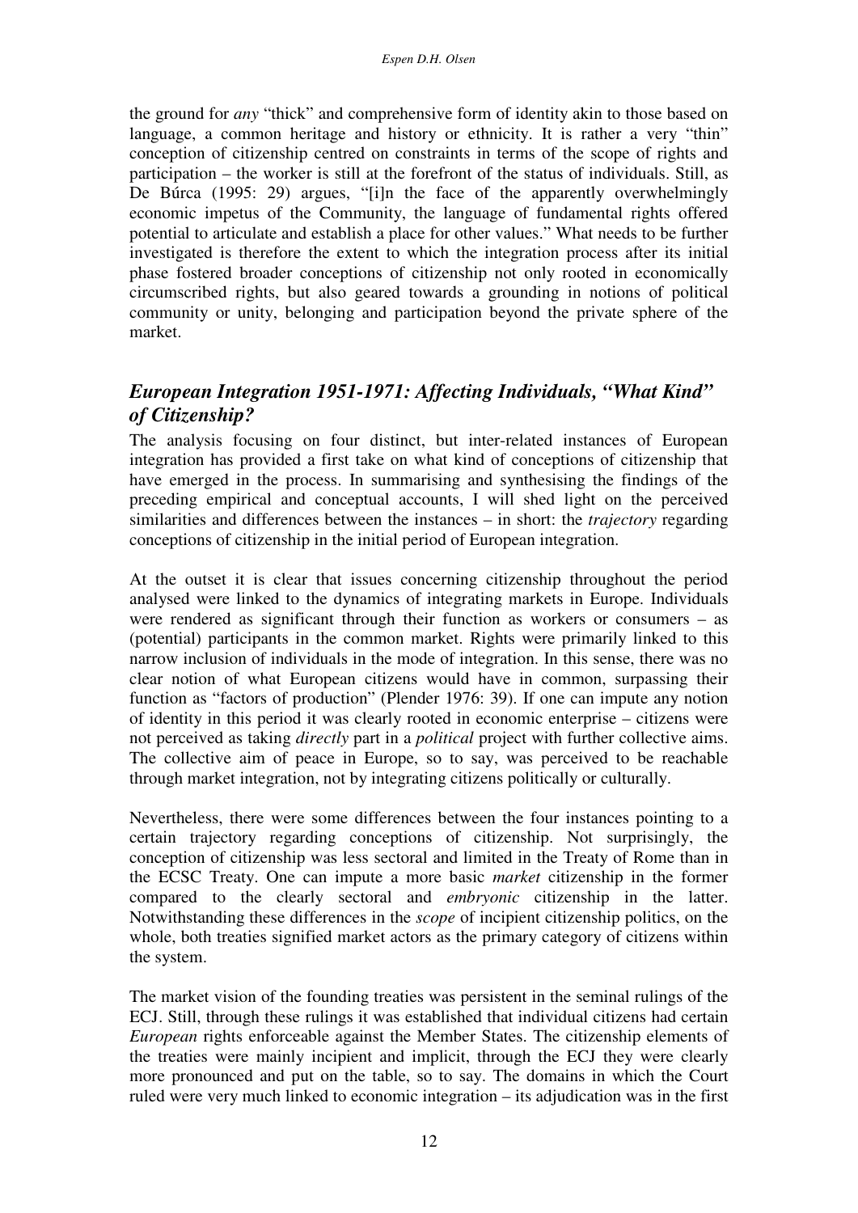the ground for *any* "thick" and comprehensive form of identity akin to those based on language, a common heritage and history or ethnicity. It is rather a very "thin" conception of citizenship centred on constraints in terms of the scope of rights and participation – the worker is still at the forefront of the status of individuals. Still, as De Búrca (1995: 29) argues, "[i]n the face of the apparently overwhelmingly economic impetus of the Community, the language of fundamental rights offered potential to articulate and establish a place for other values." What needs to be further investigated is therefore the extent to which the integration process after its initial phase fostered broader conceptions of citizenship not only rooted in economically circumscribed rights, but also geared towards a grounding in notions of political community or unity, belonging and participation beyond the private sphere of the market.

## *European Integration 1951-1971: Affecting Individuals, "What Kind" of Citizenship?*

The analysis focusing on four distinct, but inter-related instances of European integration has provided a first take on what kind of conceptions of citizenship that have emerged in the process. In summarising and synthesising the findings of the preceding empirical and conceptual accounts, I will shed light on the perceived similarities and differences between the instances – in short: the *trajectory* regarding conceptions of citizenship in the initial period of European integration.

At the outset it is clear that issues concerning citizenship throughout the period analysed were linked to the dynamics of integrating markets in Europe. Individuals were rendered as significant through their function as workers or consumers – as (potential) participants in the common market. Rights were primarily linked to this narrow inclusion of individuals in the mode of integration. In this sense, there was no clear notion of what European citizens would have in common, surpassing their function as "factors of production" (Plender 1976: 39). If one can impute any notion of identity in this period it was clearly rooted in economic enterprise – citizens were not perceived as taking *directly* part in a *political* project with further collective aims. The collective aim of peace in Europe, so to say, was perceived to be reachable through market integration, not by integrating citizens politically or culturally.

Nevertheless, there were some differences between the four instances pointing to a certain trajectory regarding conceptions of citizenship. Not surprisingly, the conception of citizenship was less sectoral and limited in the Treaty of Rome than in the ECSC Treaty. One can impute a more basic *market* citizenship in the former compared to the clearly sectoral and *embryonic* citizenship in the latter. Notwithstanding these differences in the *scope* of incipient citizenship politics, on the whole, both treaties signified market actors as the primary category of citizens within the system.

The market vision of the founding treaties was persistent in the seminal rulings of the ECJ. Still, through these rulings it was established that individual citizens had certain *European* rights enforceable against the Member States. The citizenship elements of the treaties were mainly incipient and implicit, through the ECJ they were clearly more pronounced and put on the table, so to say. The domains in which the Court ruled were very much linked to economic integration – its adjudication was in the first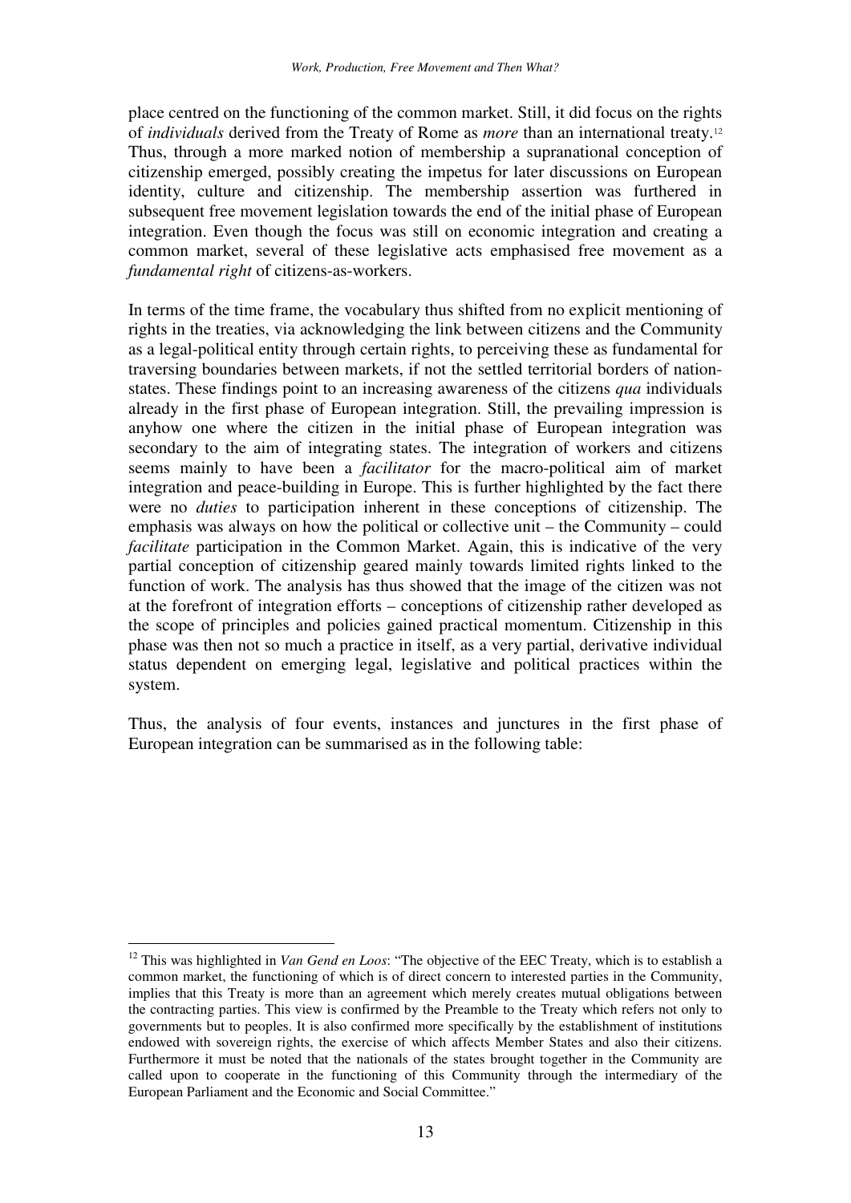place centred on the functioning of the common market. Still, it did focus on the rights of *individuals* derived from the Treaty of Rome as *more* than an international treaty.[12] Thus, through a more marked notion of membership a supranational conception of citizenship emerged, possibly creating the impetus for later discussions on European identity, culture and citizenship. The membership assertion was furthered in subsequent free movement legislation towards the end of the initial phase of European integration. Even though the focus was still on economic integration and creating a common market, several of these legislative acts emphasised free movement as a *fundamental right* of citizens-as-workers.

In terms of the time frame, the vocabulary thus shifted from no explicit mentioning of rights in the treaties, via acknowledging the link between citizens and the Community as a legal-political entity through certain rights, to perceiving these as fundamental for traversing boundaries between markets, if not the settled territorial borders of nation-states. These findings point to an increasing awareness of the citizens *qua* individuals already in the first phase of European integration. Still, the prevailing impression is anyhow one where the citizen in the initial phase of European integration was secondary to the aim of integrating states. The integration of workers and citizens seems mainly to have been a *facilitator* for the macro-political aim of market integration and peace-building in Europe. This is further highlighted by the fact there were no *duties* to participation inherent in these conceptions of citizenship. The emphasis was always on how the political or collective unit – the Community – could *facilitate* participation in the Common Market. Again, this is indicative of the very partial conception of citizenship geared mainly towards limited rights linked to the function of work. The analysis has thus showed that the image of the citizen was not at the forefront of integration efforts – conceptions of citizenship rather developed as the scope of principles and policies gained practical momentum. Citizenship in this phase was then not so much a practice in itself, as a very partial, derivative individual status dependent on emerging legal, legislative and political practices within the system.

Thus, the analysis of four events, instances and junctures in the first phase of European integration can be summarised as in the following table:

[12] This was highlighted in *Van Gend en Loos*: "The objective of the EEC Treaty, which is to establish a common market, the functioning of which is of direct concern to interested parties in the Community, implies that this Treaty is more than an agreement which merely creates mutual obligations between the contracting parties. This view is confirmed by the Preamble to the Treaty which refers not only to governments but to peoples. It is also confirmed more specifically by the establishment of institutions endowed with sovereign rights, the exercise of which affects Member States and also their citizens. Furthermore it must be noted that the nationals of the states brought together in the Community are called upon to cooperate in the functioning of this Community through the intermediary of the European Parliament and the Economic and Social Committee."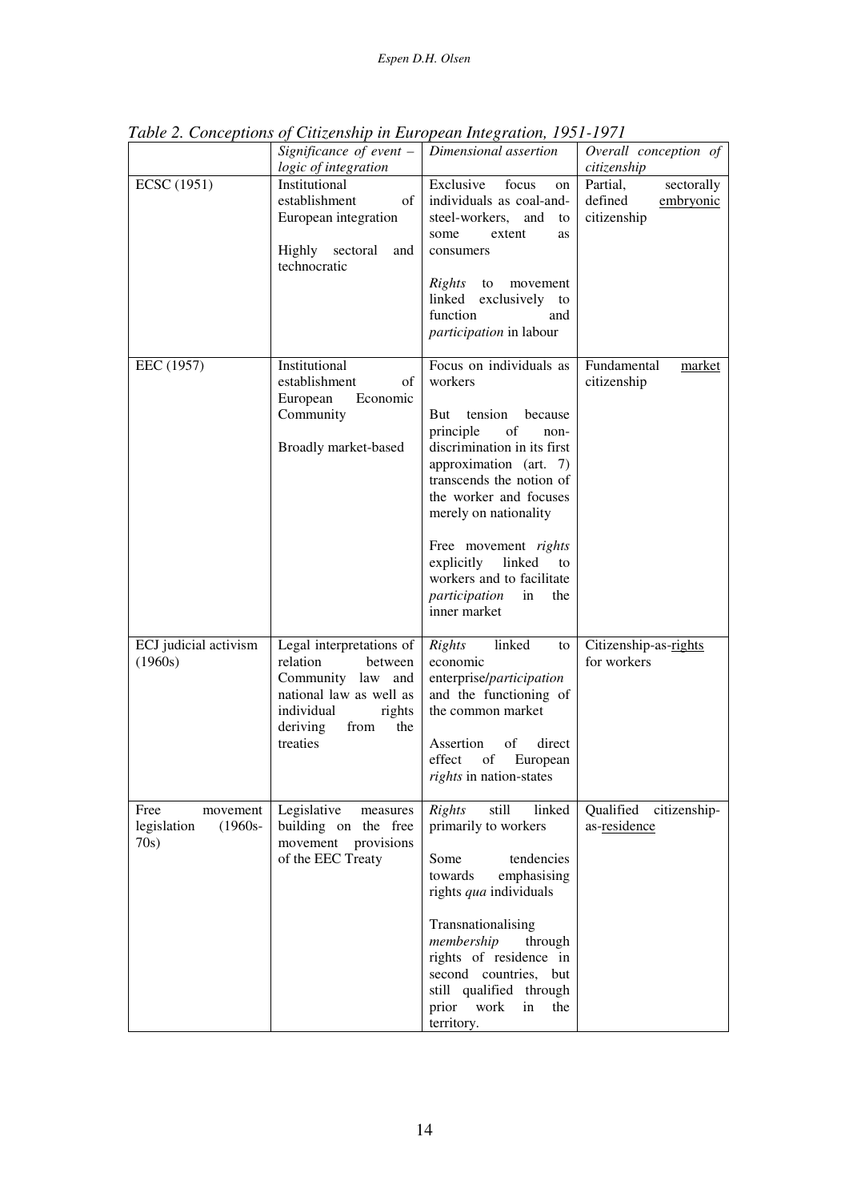*Table 2. Conceptions of Citizenship in European Integration, 1951-1971*

| | *Significance of event – logic of integration* | *Dimensional assertion* | *Overall conception of citizenship* |
|---|---|---|---|
| ECSC (1951) | Institutional establishment of European integration<br><br>Highly sectoral and technocratic | Exclusive focus on individuals as coal-and-steel-workers, and to some extent as consumers<br><br>*Rights* to movement linked exclusively to function and *participation* in labour | Partial, sectorally defined <u>embryonic</u> citizenship |
| EEC (1957) | Institutional establishment of European Economic Community<br><br>Broadly market-based | Focus on individuals as workers<br><br>But tension because principle of non-discrimination in its first approximation (art. 7) transcends the notion of the worker and focuses merely on nationality<br><br>Free movement *rights* explicitly linked to workers and to facilitate *participation* in the inner market | Fundamental <u>market</u> citizenship |
| ECJ judicial activism (1960s) | Legal interpretations of relation between Community law and national law as well as individual rights deriving from the treaties | *Rights* linked to economic enterprise/*participation* and the functioning of the common market<br><br>Assertion of direct effect of European *rights* in nation-states | Citizenship-as-<u>rights</u> for workers |
| Free movement legislation (1960s-70s) | Legislative measures building on the free movement provisions of the EEC Treaty | *Rights* still linked primarily to workers<br><br>Some tendencies towards emphasising rights *qua* individuals<br><br>Transnationalising *membership* through rights of residence in second countries, but still qualified through prior work in the territory. | Qualified citizenship-as-<u>residence</u> |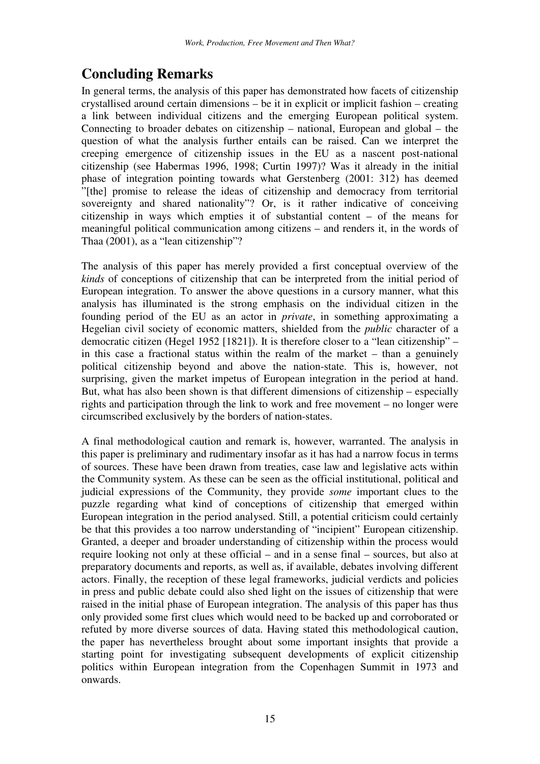## Concluding Remarks

In general terms, the analysis of this paper has demonstrated how facets of citizenship crystallised around certain dimensions – be it in explicit or implicit fashion – creating a link between individual citizens and the emerging European political system. Connecting to broader debates on citizenship – national, European and global – the question of what the analysis further entails can be raised. Can we interpret the creeping emergence of citizenship issues in the EU as a nascent post-national citizenship (see Habermas 1996, 1998; Curtin 1997)? Was it already in the initial phase of integration pointing towards what Gerstenberg (2001: 312) has deemed "[the] promise to release the ideas of citizenship and democracy from territorial sovereignty and shared nationality"? Or, is it rather indicative of conceiving citizenship in ways which empties it of substantial content – of the means for meaningful political communication among citizens – and renders it, in the words of Thaa (2001), as a "lean citizenship"?

The analysis of this paper has merely provided a first conceptual overview of the *kinds* of conceptions of citizenship that can be interpreted from the initial period of European integration. To answer the above questions in a cursory manner, what this analysis has illuminated is the strong emphasis on the individual citizen in the founding period of the EU as an actor in *private*, in something approximating a Hegelian civil society of economic matters, shielded from the *public* character of a democratic citizen (Hegel 1952 [1821]). It is therefore closer to a "lean citizenship" – in this case a fractional status within the realm of the market – than a genuinely political citizenship beyond and above the nation-state. This is, however, not surprising, given the market impetus of European integration in the period at hand. But, what has also been shown is that different dimensions of citizenship – especially rights and participation through the link to work and free movement – no longer were circumscribed exclusively by the borders of nation-states.

A final methodological caution and remark is, however, warranted. The analysis in this paper is preliminary and rudimentary insofar as it has had a narrow focus in terms of sources. These have been drawn from treaties, case law and legislative acts within the Community system. As these can be seen as the official institutional, political and judicial expressions of the Community, they provide *some* important clues to the puzzle regarding what kind of conceptions of citizenship that emerged within European integration in the period analysed. Still, a potential criticism could certainly be that this provides a too narrow understanding of "incipient" European citizenship. Granted, a deeper and broader understanding of citizenship within the process would require looking not only at these official – and in a sense final – sources, but also at preparatory documents and reports, as well as, if available, debates involving different actors. Finally, the reception of these legal frameworks, judicial verdicts and policies in press and public debate could also shed light on the issues of citizenship that were raised in the initial phase of European integration. The analysis of this paper has thus only provided some first clues which would need to be backed up and corroborated or refuted by more diverse sources of data. Having stated this methodological caution, the paper has nevertheless brought about some important insights that provide a starting point for investigating subsequent developments of explicit citizenship politics within European integration from the Copenhagen Summit in 1973 and onwards.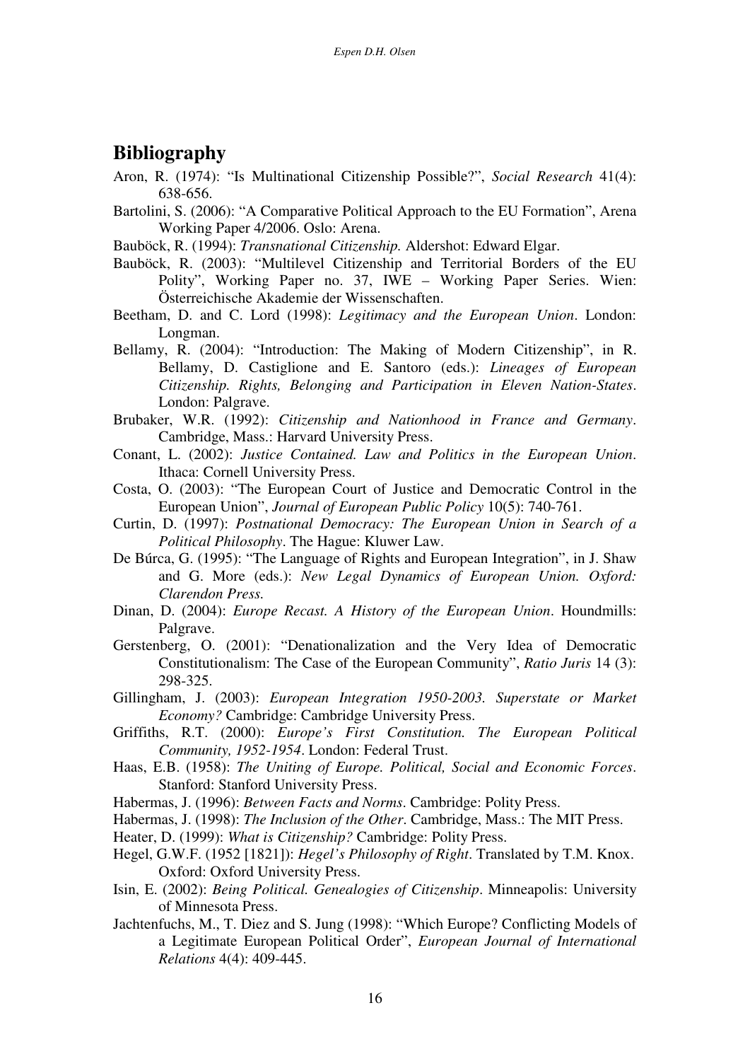## Bibliography

Aron, R. (1974): "Is Multinational Citizenship Possible?", *Social Research* 41(4): 638-656.

Bartolini, S. (2006): "A Comparative Political Approach to the EU Formation", Arena Working Paper 4/2006. Oslo: Arena.

Bauböck, R. (1994): *Transnational Citizenship.* Aldershot: Edward Elgar.

Bauböck, R. (2003): "Multilevel Citizenship and Territorial Borders of the EU Polity", Working Paper no. 37, IWE – Working Paper Series. Wien: Österreichische Akademie der Wissenschaften.

Beetham, D. and C. Lord (1998): *Legitimacy and the European Union*. London: Longman.

Bellamy, R. (2004): "Introduction: The Making of Modern Citizenship", in R. Bellamy, D. Castiglione and E. Santoro (eds.): *Lineages of European Citizenship. Rights, Belonging and Participation in Eleven Nation-States*. London: Palgrave.

Brubaker, W.R. (1992): *Citizenship and Nationhood in France and Germany*. Cambridge, Mass.: Harvard University Press.

Conant, L. (2002): *Justice Contained. Law and Politics in the European Union*. Ithaca: Cornell University Press.

Costa, O. (2003): "The European Court of Justice and Democratic Control in the European Union", *Journal of European Public Policy* 10(5): 740-761.

Curtin, D. (1997): *Postnational Democracy: The European Union in Search of a Political Philosophy*. The Hague: Kluwer Law.

De Búrca, G. (1995): "The Language of Rights and European Integration", in J. Shaw and G. More (eds.): *New Legal Dynamics of European Union. Oxford: Clarendon Press.*

Dinan, D. (2004): *Europe Recast. A History of the European Union*. Houndmills: Palgrave.

Gerstenberg, O. (2001): "Denationalization and the Very Idea of Democratic Constitutionalism: The Case of the European Community", *Ratio Juris* 14 (3): 298-325.

Gillingham, J. (2003): *European Integration 1950-2003. Superstate or Market Economy?* Cambridge: Cambridge University Press.

Griffiths, R.T. (2000): *Europe's First Constitution. The European Political Community, 1952-1954*. London: Federal Trust.

Haas, E.B. (1958): *The Uniting of Europe. Political, Social and Economic Forces*. Stanford: Stanford University Press.

Habermas, J. (1996): *Between Facts and Norms*. Cambridge: Polity Press.

Habermas, J. (1998): *The Inclusion of the Other*. Cambridge, Mass.: The MIT Press.

Heater, D. (1999): *What is Citizenship?* Cambridge: Polity Press.

Hegel, G.W.F. (1952 [1821]): *Hegel's Philosophy of Right*. Translated by T.M. Knox. Oxford: Oxford University Press.

Isin, E. (2002): *Being Political. Genealogies of Citizenship*. Minneapolis: University of Minnesota Press.

Jachtenfuchs, M., T. Diez and S. Jung (1998): "Which Europe? Conflicting Models of a Legitimate European Political Order", *European Journal of International Relations* 4(4): 409-445.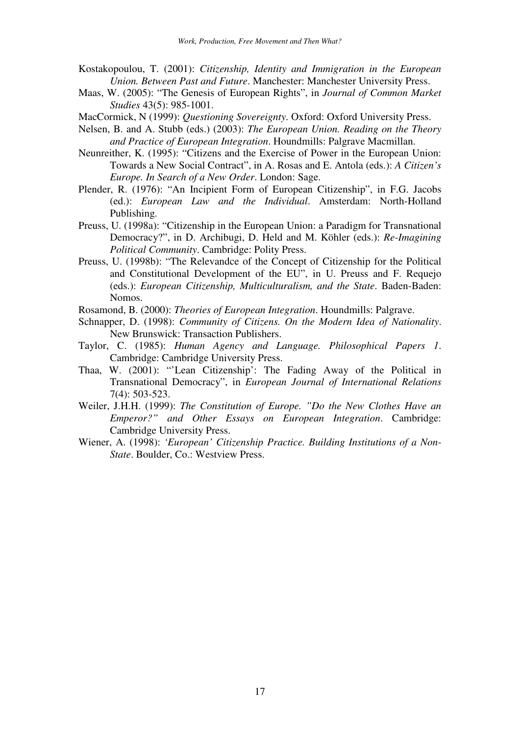Kostakopoulou, T. (2001): *Citizenship, Identity and Immigration in the European Union. Between Past and Future*. Manchester: Manchester University Press.

Maas, W. (2005): "The Genesis of European Rights", in *Journal of Common Market Studies* 43(5): 985-1001.

MacCormick, N (1999): *Questioning Sovereignty*. Oxford: Oxford University Press.

Nelsen, B. and A. Stubb (eds.) (2003): *The European Union. Reading on the Theory and Practice of European Integration*. Houndmills: Palgrave Macmillan.

Neunreither, K. (1995): "Citizens and the Exercise of Power in the European Union: Towards a New Social Contract", in A. Rosas and E. Antola (eds.): *A Citizen's Europe. In Search of a New Order*. London: Sage.

Plender, R. (1976): "An Incipient Form of European Citizenship", in F.G. Jacobs (ed.): *European Law and the Individual*. Amsterdam: North-Holland Publishing.

Preuss, U. (1998a): "Citizenship in the European Union: a Paradigm for Transnational Democracy?", in D. Archibugi, D. Held and M. Köhler (eds.): *Re-Imagining Political Community*. Cambridge: Polity Press.

Preuss, U. (1998b): "The Relevandce of the Concept of Citizenship for the Political and Constitutional Development of the EU", in U. Preuss and F. Requejo (eds.): *European Citizenship, Multiculturalism, and the State*. Baden-Baden: Nomos.

Rosamond, B. (2000): *Theories of European Integration*. Houndmills: Palgrave.

Schnapper, D. (1998): *Community of Citizens. On the Modern Idea of Nationality*. New Brunswick: Transaction Publishers.

Taylor, C. (1985): *Human Agency and Language. Philosophical Papers 1*. Cambridge: Cambridge University Press.

Thaa, W. (2001): "'Lean Citizenship': The Fading Away of the Political in Transnational Democracy", in *European Journal of International Relations* 7(4): 503-523.

Weiler, J.H.H. (1999): *The Constitution of Europe. "Do the New Clothes Have an Emperor?" and Other Essays on European Integration*. Cambridge: Cambridge University Press.

Wiener, A. (1998): *'European' Citizenship Practice. Building Institutions of a Non-State*. Boulder, Co.: Westview Press.